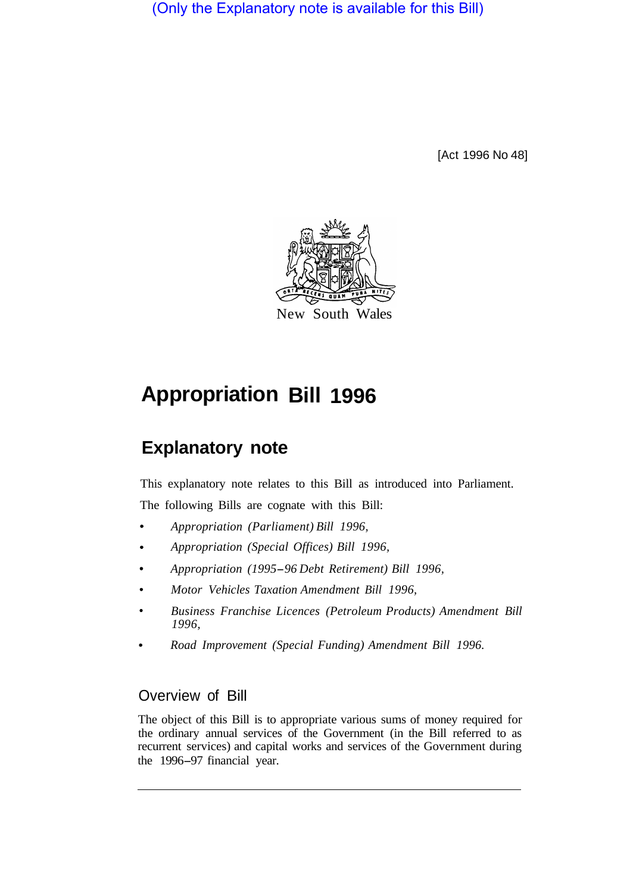(Only the Explanatory note is available for this Bill)

[Act 1996 No 48]

New South Wales

# Appropriation Bill 1996

## Explanatory note

This explanatory note relates to this Bill as introduced into Parliament.

The following Bills are cognate with this Bill:

- *Appropriation (Parliament) Bill 1996,*
- *Appropriation (Special Offices) Bill 1996,*
- *Appropriation (1995–96 Debt Retirement) Bill 1996,*
- *Motor Vehicles Taxation Amendment Bill 1996,*
- *Business Franchise Licences (Petroleum Products) Amendment Bill 1996,*
- *Road Improvement (Special Funding) Amendment Bill 1996.*

### Overview of Bill

The object of this Bill is to appropriate various sums of money required for the ordinary annual services of the Government (in the Bill referred to as recurrent services) and capital works and services of the Government during the 1996–97 financial year.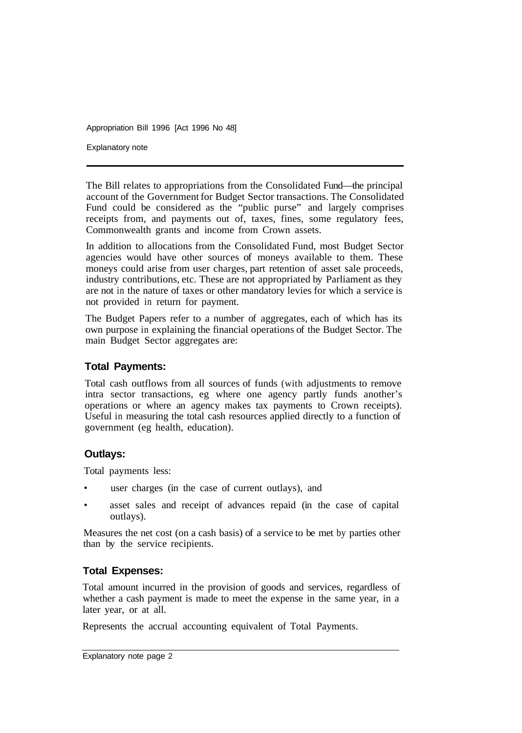The Bill relates to appropriations from the Consolidated Fund—the principal account of the Government for Budget Sector transactions. The Consolidated Fund could be considered as the "public purse" and largely comprises receipts from, and payments out of, taxes, fines, some regulatory fees, Commonwealth grants and income from Crown assets.

In addition to allocations from the Consolidated Fund, most Budget Sector agencies would have other sources of moneys available to them. These moneys could arise from user charges, part retention of asset sale proceeds, industry contributions, etc. These are not appropriated by Parliament as they are not in the nature of taxes or other mandatory levies for which a service is not provided in return for payment.

The Budget Papers refer to a number of aggregates, each of which has its own purpose in explaining the financial operations of the Budget Sector. The main Budget Sector aggregates are:

### Total Payments:

Total cash outflows from all sources of funds (with adjustments to remove intra sector transactions, eg where one agency partly funds another's operations or where an agency makes tax payments to Crown receipts). Useful in measuring the total cash resources applied directly to a function of government (eg health, education).

### Outlays:

Total payments less:

- user charges (in the case of current outlays), and
- asset sales and receipt of advances repaid (in the case of capital outlays).

Measures the net cost (on a cash basis) of a service to be met by parties other than by the service recipients.

### Total Expenses:

Total amount incurred in the provision of goods and services, regardless of whether a cash payment is made to meet the expense in the same year, in a later year, or at all.

Represents the accrual accounting equivalent of Total Payments.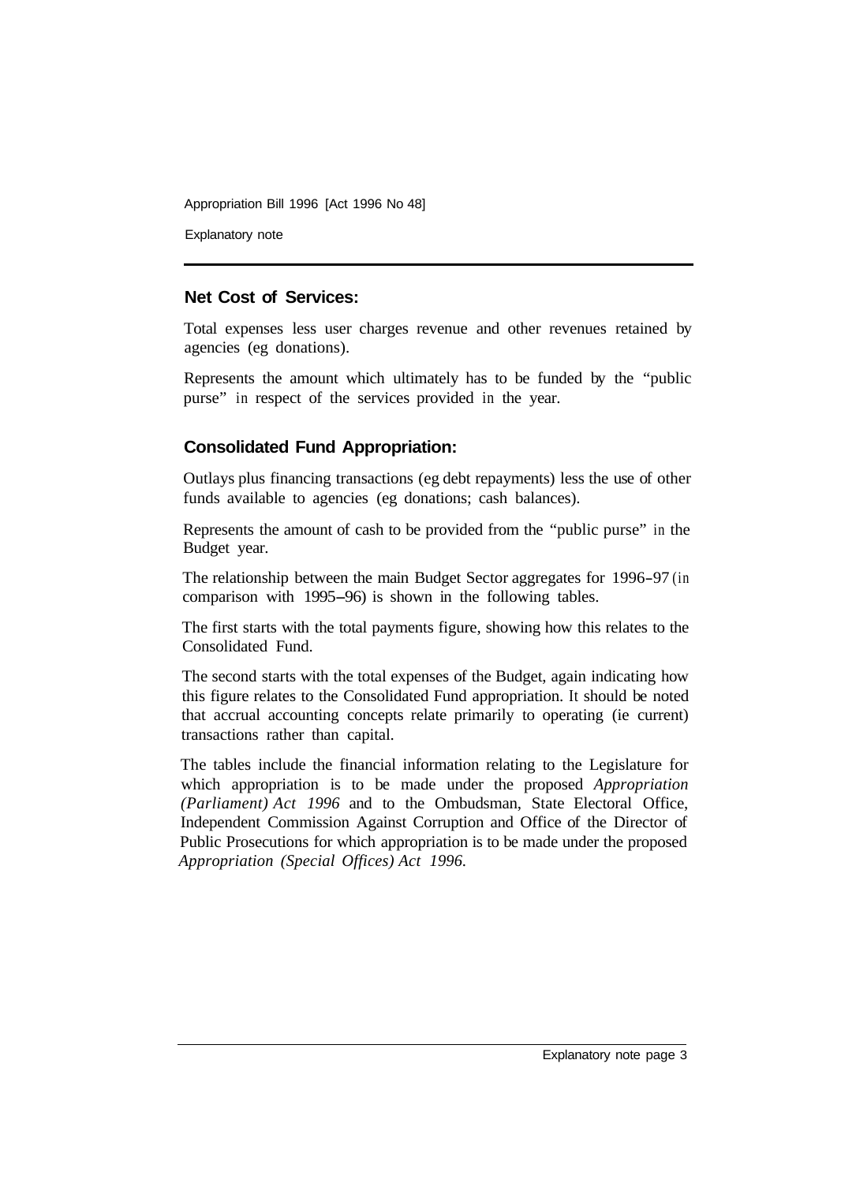### Net Cost of Services:

Total expenses less user charges revenue and other revenues retained by agencies (eg donations).

Represents the amount which ultimately has to be funded by the "public purse" in respect of the services provided in the year.

### Consolidated Fund Appropriation:

Outlays plus financing transactions (eg debt repayments) less the use of other funds available to agencies (eg donations; cash balances).

Represents the amount of cash to be provided from the "public purse" in the Budget year.

The relationship between the main Budget Sector aggregates for 1996–97 (in comparison with 1995–96) is shown in the following tables.

The first starts with the total payments figure, showing how this relates to the Consolidated Fund.

The second starts with the total expenses of the Budget, again indicating how this figure relates to the Consolidated Fund appropriation. It should be noted that accrual accounting concepts relate primarily to operating (ie current) transactions rather than capital.

The tables include the financial information relating to the Legislature for which appropriation is to be made under the proposed *Appropriation (Parliament) Act 1996* and to the Ombudsman, State Electoral Office, Independent Commission Against Corruption and Office of the Director of Public Prosecutions for which appropriation is to be made under the proposed *Appropriation (Special Offices) Act 1996*.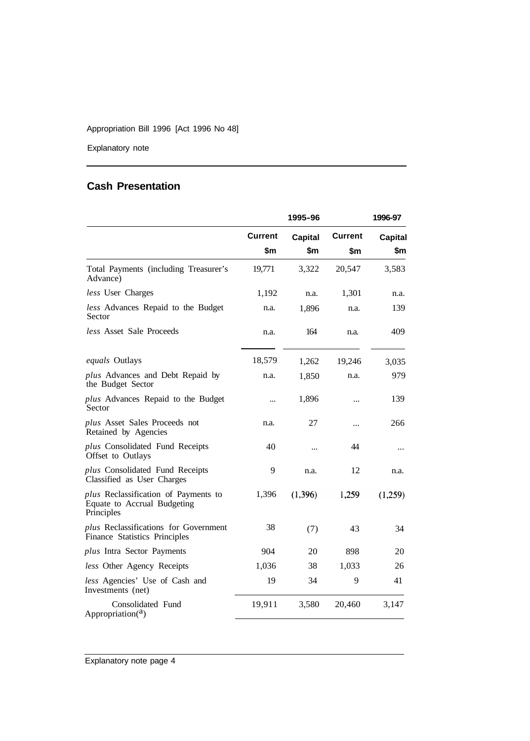## Cash Presentation

| | 1995–96 | | 1996-97 | |
|---|---|---|---|---|
| | Current | Capital | Current | Capital |
| | $m | $m | $m | $m |
| Total Payments (including Treasurer's Advance) | 19,771 | 3,322 | 20,547 | 3,583 |
| *less* User Charges | 1,192 | n.a. | 1,301 | n.a. |
| *less* Advances Repaid to the Budget Sector | n.a. | 1,896 | n.a. | 139 |
| *less* Asset Sale Proceeds | n.a. | 164 | n.a. | 409 |
| *equals* Outlays | 18,579 | 1,262 | 19,246 | 3,035 |
| *plus* Advances and Debt Repaid by the Budget Sector | n.a. | 1,850 | n.a. | 979 |
| *plus* Advances Repaid to the Budget Sector | ... | 1,896 | ... | 139 |
| *plus* Asset Sales Proceeds not Retained by Agencies | n.a. | 27 | ... | 266 |
| *plus* Consolidated Fund Receipts Offset to Outlays | 40 | ... | 44 | ... |
| *plus* Consolidated Fund Receipts Classified as User Charges | 9 | n.a. | 12 | n.a. |
| *plus* Reclassification of Payments to Equate to Accrual Budgeting Principles | 1,396 | (1,396) | 1,259 | (1,259) |
| *plus* Reclassifications for Government Finance Statistics Principles | 38 | (7) | 43 | 34 |
| *plus* Intra Sector Payments | 904 | 20 | 898 | 20 |
| *less* Other Agency Receipts | 1,036 | 38 | 1,033 | 26 |
| *less* Agencies' Use of Cash and Investments (net) | 19 | 34 | 9 | 41 |
| Consolidated Fund Appropriation[(a)] | 19,911 | 3,580 | 20,460 | 3,147 |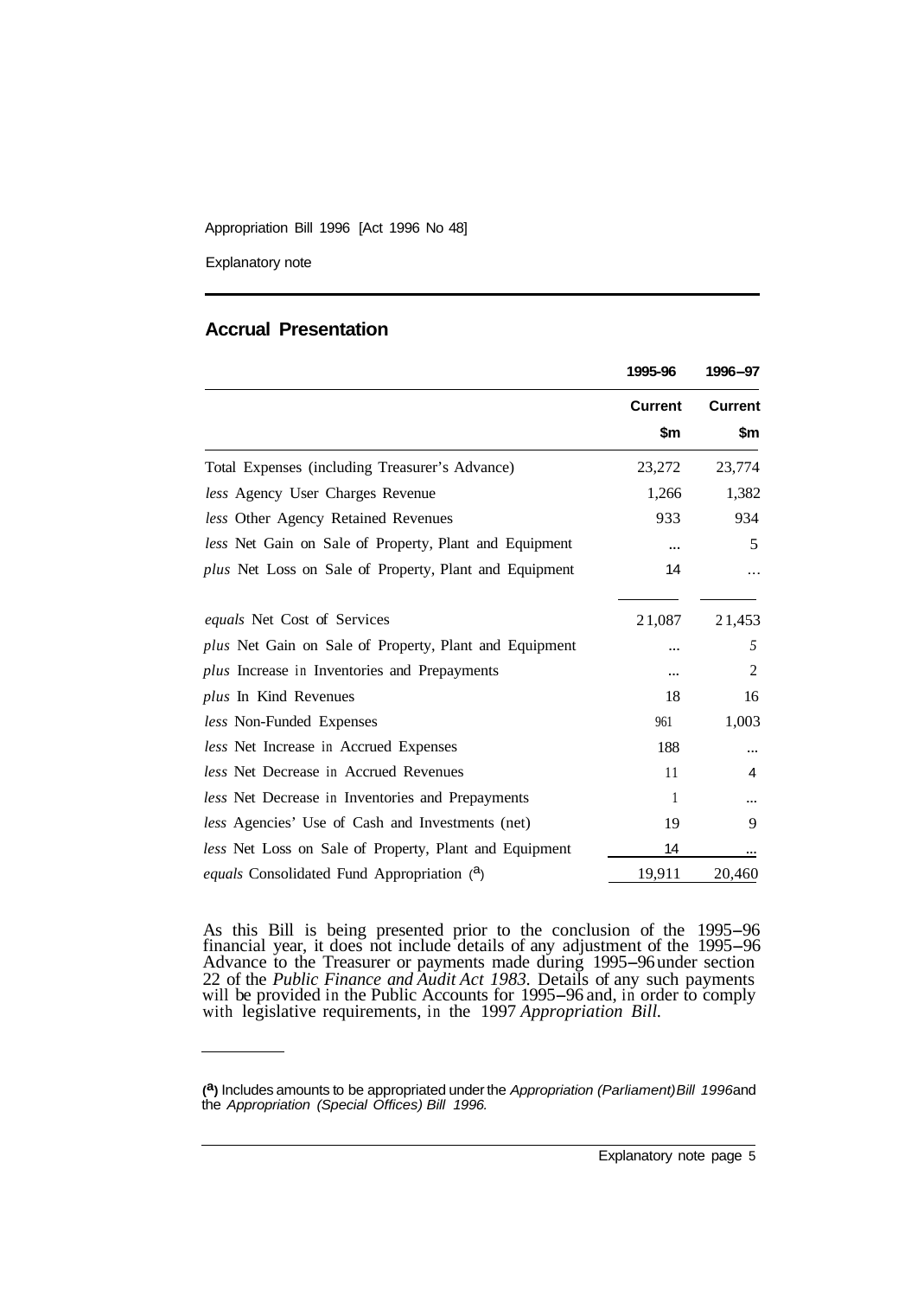## Accrual Presentation

| | 1995-96 | 1996–97 |
|---|---|---|
| | **Current** | **Current** |
| | **$m** | **$m** |
| Total Expenses (including Treasurer's Advance) | 23,272 | 23,774 |
| *less* Agency User Charges Revenue | 1,266 | 1,382 |
| *less* Other Agency Retained Revenues | 933 | 934 |
| *less* Net Gain on Sale of Property, Plant and Equipment | ... | 5 |
| *plus* Net Loss on Sale of Property, Plant and Equipment | 14 | ... |
| *equals* Net Cost of Services | 21,087 | 21,453 |
| *plus* Net Gain on Sale of Property, Plant and Equipment | ... | 5 |
| *plus* Increase in Inventories and Prepayments | ... | 2 |
| *plus* In Kind Revenues | 18 | 16 |
| *less* Non-Funded Expenses | 961 | 1,003 |
| *less* Net Increase in Accrued Expenses | 188 | ... |
| *less* Net Decrease in Accrued Revenues | 11 | 4 |
| *less* Net Decrease in Inventories and Prepayments | 1 | ... |
| *less* Agencies' Use of Cash and Investments (net) | 19 | 9 |
| *less* Net Loss on Sale of Property, Plant and Equipment | 14 | ... |
| *equals* Consolidated Fund Appropriation [a] | 19,911 | 20,460 |

As this Bill is being presented prior to the conclusion of the 1995–96 financial year, it does not include details of any adjustment of the 1995–96 Advance to the Treasurer or payments made during 1995–96 under section 22 of the *Public Finance and Audit Act 1983*. Details of any such payments will be provided in the Public Accounts for 1995–96 and, in order to comply with legislative requirements, in the 1997 *Appropriation Bill*.

[a] Includes amounts to be appropriated under the *Appropriation (Parliament) Bill 1996* and the *Appropriation (Special Offices) Bill 1996*.